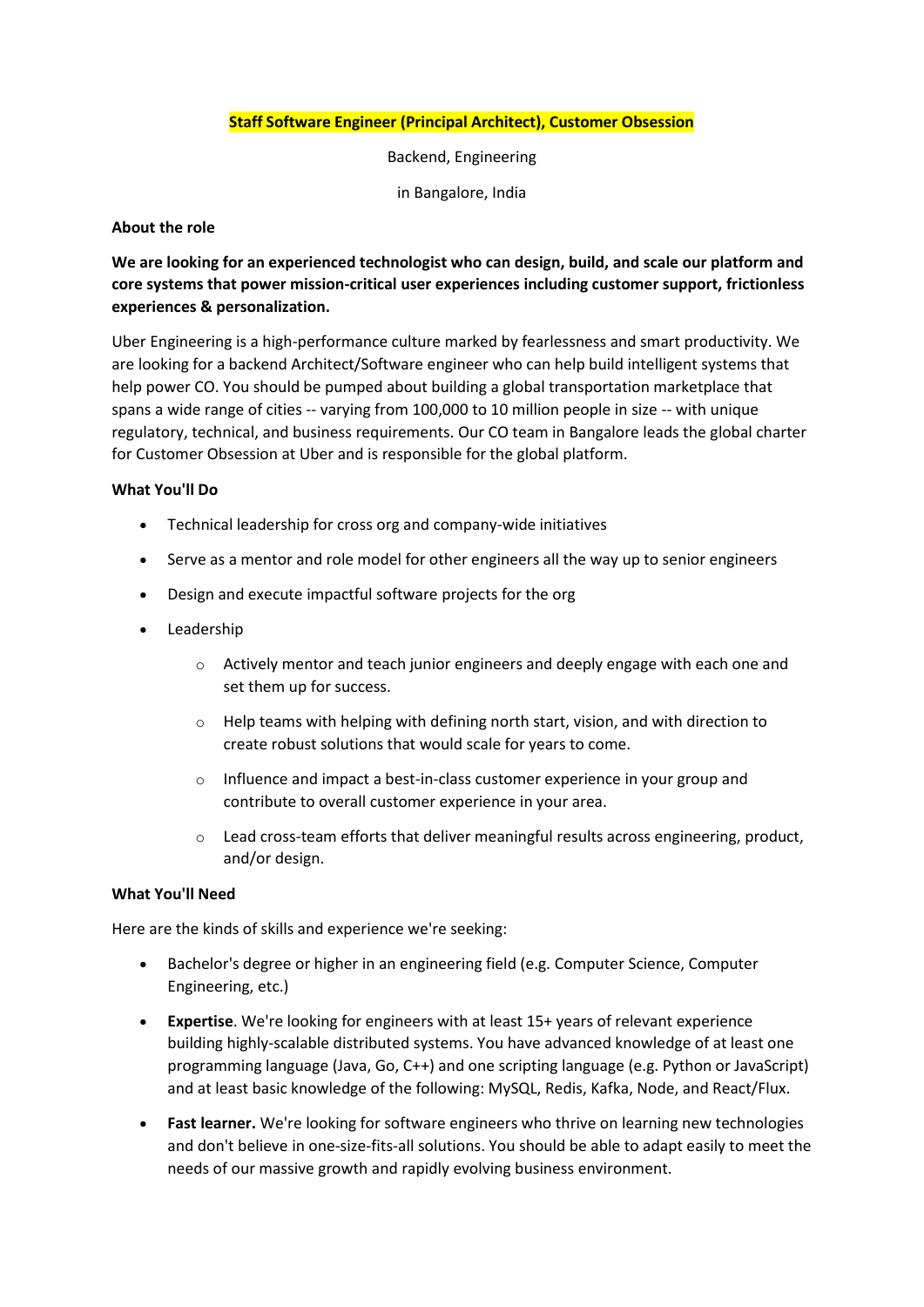# Staff Software Engineer (Principal Architect), Customer Obsession

Backend, Engineering

in Bangalore, India

## About the role

**We are looking for an experienced technologist who can design, build, and scale our platform and core systems that power mission-critical user experiences including customer support, frictionless experiences & personalization.**

Uber Engineering is a high-performance culture marked by fearlessness and smart productivity. We are looking for a backend Architect/Software engineer who can help build intelligent systems that help power CO. You should be pumped about building a global transportation marketplace that spans a wide range of cities -- varying from 100,000 to 10 million people in size -- with unique regulatory, technical, and business requirements. Our CO team in Bangalore leads the global charter for Customer Obsession at Uber and is responsible for the global platform.

## What You'll Do

- Technical leadership for cross org and company-wide initiatives
- Serve as a mentor and role model for other engineers all the way up to senior engineers
- Design and execute impactful software projects for the org
- Leadership
  - Actively mentor and teach junior engineers and deeply engage with each one and set them up for success.
  - Help teams with helping with defining north start, vision, and with direction to create robust solutions that would scale for years to come.
  - Influence and impact a best-in-class customer experience in your group and contribute to overall customer experience in your area.
  - Lead cross-team efforts that deliver meaningful results across engineering, product, and/or design.

## What You'll Need

Here are the kinds of skills and experience we're seeking:

- Bachelor's degree or higher in an engineering field (e.g. Computer Science, Computer Engineering, etc.)
- **Expertise**. We're looking for engineers with at least 15+ years of relevant experience building highly-scalable distributed systems. You have advanced knowledge of at least one programming language (Java, Go, C++) and one scripting language (e.g. Python or JavaScript) and at least basic knowledge of the following: MySQL, Redis, Kafka, Node, and React/Flux.
- **Fast learner.** We're looking for software engineers who thrive on learning new technologies and don't believe in one-size-fits-all solutions. You should be able to adapt easily to meet the needs of our massive growth and rapidly evolving business environment.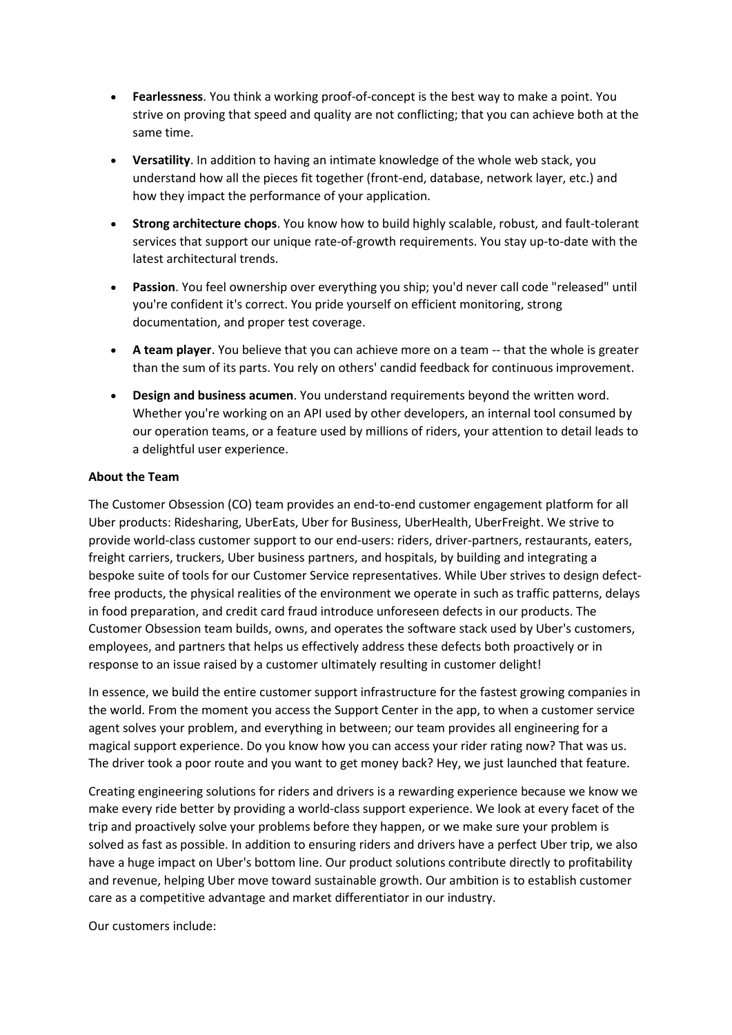- **Fearlessness**. You think a working proof-of-concept is the best way to make a point. You strive on proving that speed and quality are not conflicting; that you can achieve both at the same time.
- **Versatility**. In addition to having an intimate knowledge of the whole web stack, you understand how all the pieces fit together (front-end, database, network layer, etc.) and how they impact the performance of your application.
- **Strong architecture chops**. You know how to build highly scalable, robust, and fault-tolerant services that support our unique rate-of-growth requirements. You stay up-to-date with the latest architectural trends.
- **Passion**. You feel ownership over everything you ship; you'd never call code "released" until you're confident it's correct. You pride yourself on efficient monitoring, strong documentation, and proper test coverage.
- **A team player**. You believe that you can achieve more on a team -- that the whole is greater than the sum of its parts. You rely on others' candid feedback for continuous improvement.
- **Design and business acumen**. You understand requirements beyond the written word. Whether you're working on an API used by other developers, an internal tool consumed by our operation teams, or a feature used by millions of riders, your attention to detail leads to a delightful user experience.

**About the Team**

The Customer Obsession (CO) team provides an end-to-end customer engagement platform for all Uber products: Ridesharing, UberEats, Uber for Business, UberHealth, UberFreight. We strive to provide world-class customer support to our end-users: riders, driver-partners, restaurants, eaters, freight carriers, truckers, Uber business partners, and hospitals, by building and integrating a bespoke suite of tools for our Customer Service representatives. While Uber strives to design defect-free products, the physical realities of the environment we operate in such as traffic patterns, delays in food preparation, and credit card fraud introduce unforeseen defects in our products. The Customer Obsession team builds, owns, and operates the software stack used by Uber's customers, employees, and partners that helps us effectively address these defects both proactively or in response to an issue raised by a customer ultimately resulting in customer delight!

In essence, we build the entire customer support infrastructure for the fastest growing companies in the world. From the moment you access the Support Center in the app, to when a customer service agent solves your problem, and everything in between; our team provides all engineering for a magical support experience. Do you know how you can access your rider rating now? That was us. The driver took a poor route and you want to get money back? Hey, we just launched that feature.

Creating engineering solutions for riders and drivers is a rewarding experience because we know we make every ride better by providing a world-class support experience. We look at every facet of the trip and proactively solve your problems before they happen, or we make sure your problem is solved as fast as possible. In addition to ensuring riders and drivers have a perfect Uber trip, we also have a huge impact on Uber's bottom line. Our product solutions contribute directly to profitability and revenue, helping Uber move toward sustainable growth. Our ambition is to establish customer care as a competitive advantage and market differentiator in our industry.

Our customers include: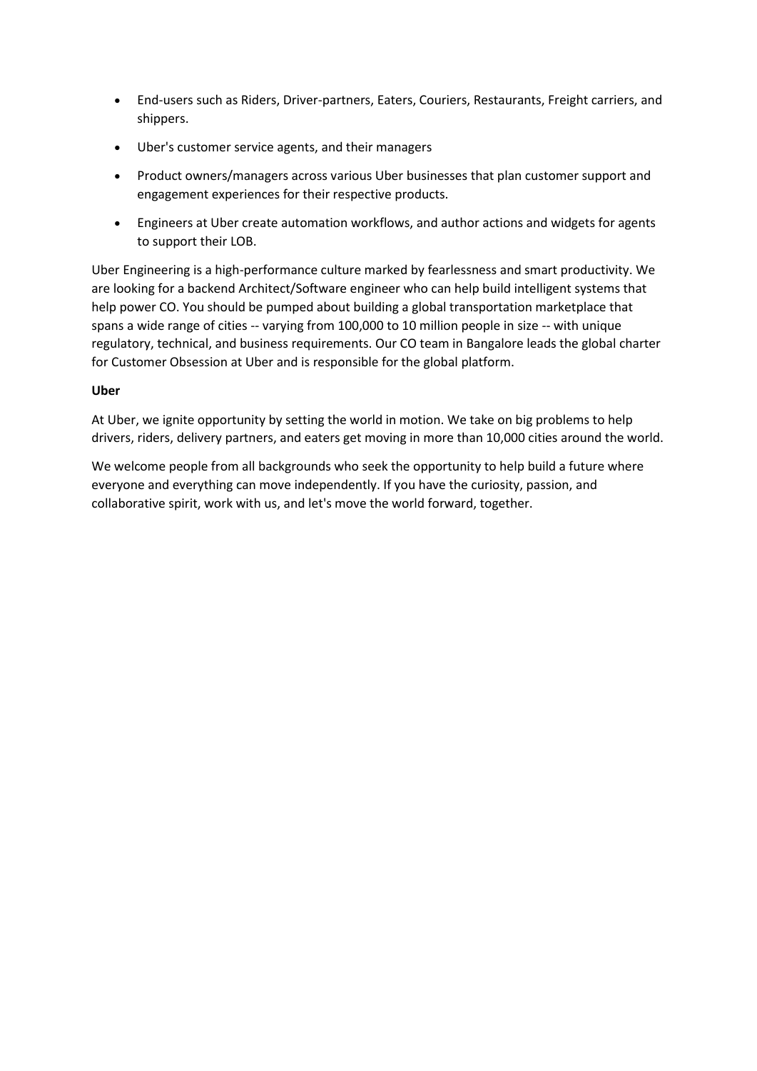- End-users such as Riders, Driver-partners, Eaters, Couriers, Restaurants, Freight carriers, and shippers.
- Uber's customer service agents, and their managers
- Product owners/managers across various Uber businesses that plan customer support and engagement experiences for their respective products.
- Engineers at Uber create automation workflows, and author actions and widgets for agents to support their LOB.

Uber Engineering is a high-performance culture marked by fearlessness and smart productivity. We are looking for a backend Architect/Software engineer who can help build intelligent systems that help power CO. You should be pumped about building a global transportation marketplace that spans a wide range of cities -- varying from 100,000 to 10 million people in size -- with unique regulatory, technical, and business requirements. Our CO team in Bangalore leads the global charter for Customer Obsession at Uber and is responsible for the global platform.

**Uber**

At Uber, we ignite opportunity by setting the world in motion. We take on big problems to help drivers, riders, delivery partners, and eaters get moving in more than 10,000 cities around the world.

We welcome people from all backgrounds who seek the opportunity to help build a future where everyone and everything can move independently. If you have the curiosity, passion, and collaborative spirit, work with us, and let's move the world forward, together.